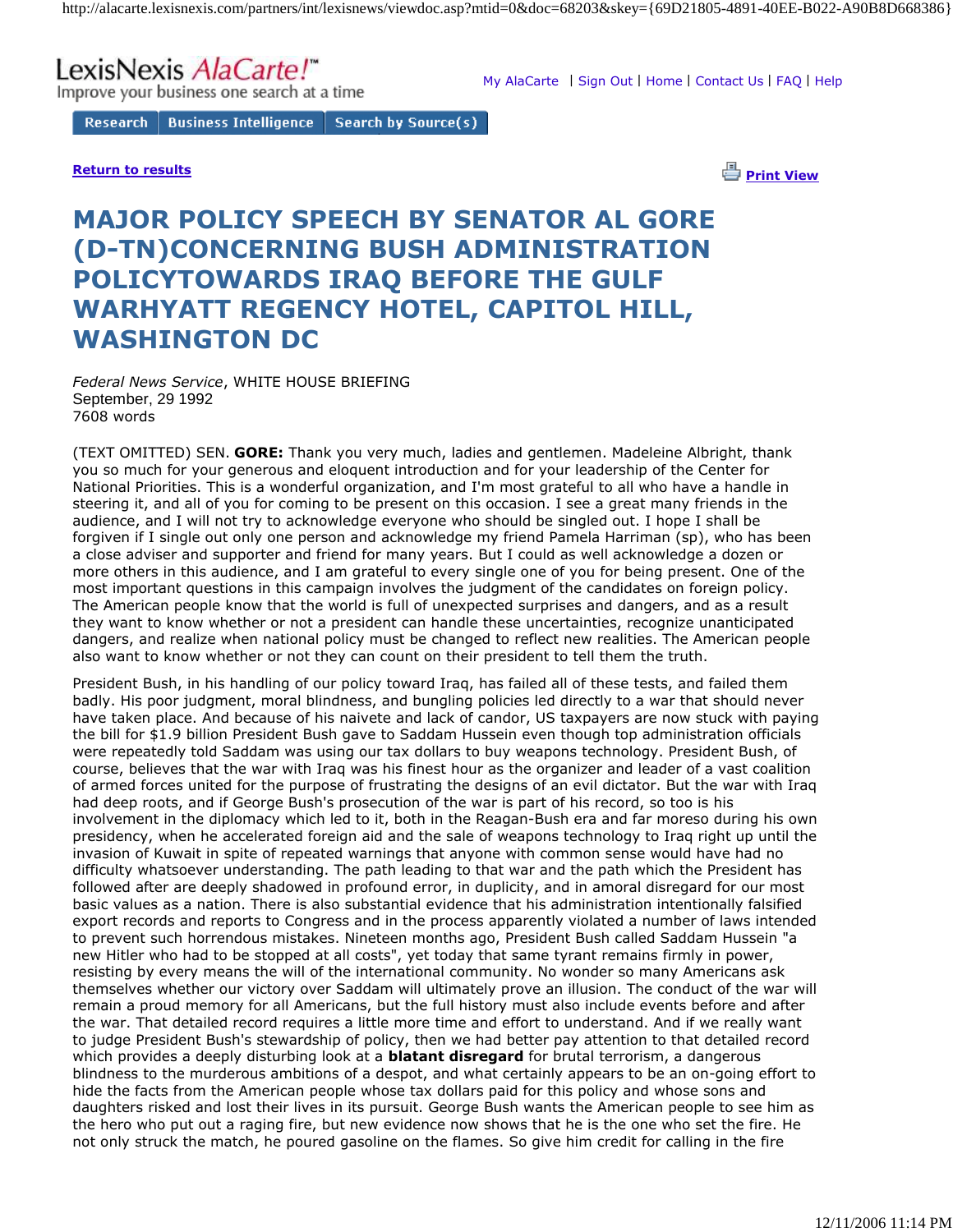# MAJOR POLICY SPEECH BY SENATOR AL GORE (D-TN)CONCERNING BUSH ADMINISTRATION POLICYTOWARDS IRAQ BEFORE THE GULF WARHYATT REGENCY HOTEL, CAPITOL HILL, WASHINGTON DC

*Federal News Service*, WHITE HOUSE BRIEFING
September, 29 1992
7608 words

(TEXT OMITTED) SEN. **GORE:** Thank you very much, ladies and gentlemen. Madeleine Albright, thank you so much for your generous and eloquent introduction and for your leadership of the Center for National Priorities. This is a wonderful organization, and I'm most grateful to all who have a handle in steering it, and all of you for coming to be present on this occasion. I see a great many friends in the audience, and I will not try to acknowledge everyone who should be singled out. I hope I shall be forgiven if I single out only one person and acknowledge my friend Pamela Harriman (sp), who has been a close adviser and supporter and friend for many years. But I could as well acknowledge a dozen or more others in this audience, and I am grateful to every single one of you for being present. One of the most important questions in this campaign involves the judgment of the candidates on foreign policy. The American people know that the world is full of unexpected surprises and dangers, and as a result they want to know whether or not a president can handle these uncertainties, recognize unanticipated dangers, and realize when national policy must be changed to reflect new realities. The American people also want to know whether or not they can count on their president to tell them the truth.

President Bush, in his handling of our policy toward Iraq, has failed all of these tests, and failed them badly. His poor judgment, moral blindness, and bungling policies led directly to a war that should never have taken place. And because of his naivete and lack of candor, US taxpayers are now stuck with paying the bill for $1.9 billion President Bush gave to Saddam Hussein even though top administration officials were repeatedly told Saddam was using our tax dollars to buy weapons technology. President Bush, of course, believes that the war with Iraq was his finest hour as the organizer and leader of a vast coalition of armed forces united for the purpose of frustrating the designs of an evil dictator. But the war with Iraq had deep roots, and if George Bush's prosecution of the war is part of his record, so too is his involvement in the diplomacy which led to it, both in the Reagan-Bush era and far moreso during his own presidency, when he accelerated foreign aid and the sale of weapons technology to Iraq right up until the invasion of Kuwait in spite of repeated warnings that anyone with common sense would have had no difficulty whatsoever understanding. The path leading to that war and the path which the President has followed after are deeply shadowed in profound error, in duplicity, and in amoral disregard for our most basic values as a nation. There is also substantial evidence that his administration intentionally falsified export records and reports to Congress and in the process apparently violated a number of laws intended to prevent such horrendous mistakes. Nineteen months ago, President Bush called Saddam Hussein "a new Hitler who had to be stopped at all costs", yet today that same tyrant remains firmly in power, resisting by every means the will of the international community. No wonder so many Americans ask themselves whether our victory over Saddam will ultimately prove an illusion. The conduct of the war will remain a proud memory for all Americans, but the full history must also include events before and after the war. That detailed record requires a little more time and effort to understand. And if we really want to judge President Bush's stewardship of policy, then we had better pay attention to that detailed record which provides a deeply disturbing look at a **blatant disregard** for brutal terrorism, a dangerous blindness to the murderous ambitions of a despot, and what certainly appears to be an on-going effort to hide the facts from the American people whose tax dollars paid for this policy and whose sons and daughters risked and lost their lives in its pursuit. George Bush wants the American people to see him as the hero who put out a raging fire, but new evidence now shows that he is the one who set the fire. He not only struck the match, he poured gasoline on the flames. So give him credit for calling in the fire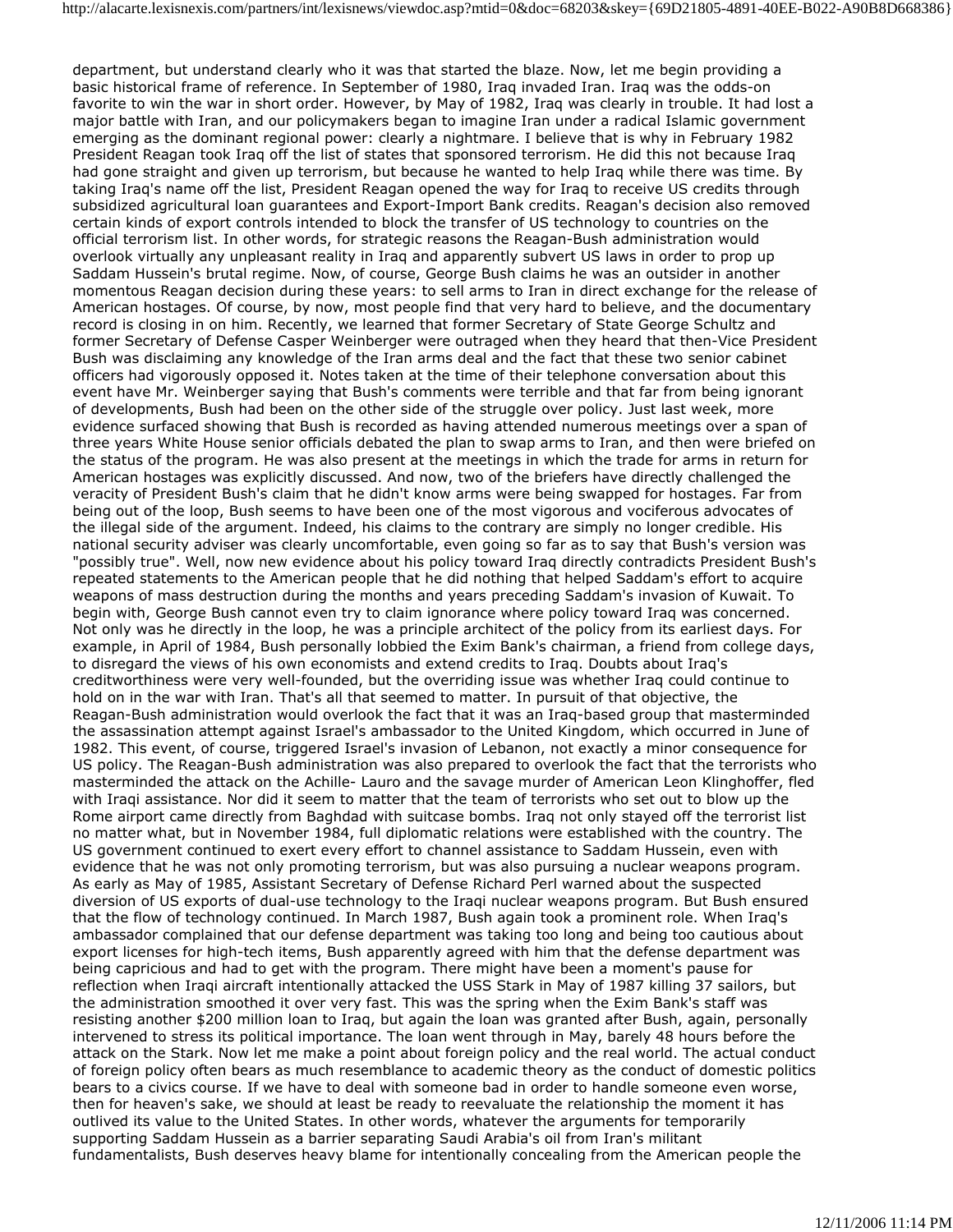department, but understand clearly who it was that started the blaze. Now, let me begin providing a basic historical frame of reference. In September of 1980, Iraq invaded Iran. Iraq was the odds-on favorite to win the war in short order. However, by May of 1982, Iraq was clearly in trouble. It had lost a major battle with Iran, and our policymakers began to imagine Iran under a radical Islamic government emerging as the dominant regional power: clearly a nightmare. I believe that is why in February 1982 President Reagan took Iraq off the list of states that sponsored terrorism. He did this not because Iraq had gone straight and given up terrorism, but because he wanted to help Iraq while there was time. By taking Iraq's name off the list, President Reagan opened the way for Iraq to receive US credits through subsidized agricultural loan guarantees and Export-Import Bank credits. Reagan's decision also removed certain kinds of export controls intended to block the transfer of US technology to countries on the official terrorism list. In other words, for strategic reasons the Reagan-Bush administration would overlook virtually any unpleasant reality in Iraq and apparently subvert US laws in order to prop up Saddam Hussein's brutal regime. Now, of course, George Bush claims he was an outsider in another momentous Reagan decision during these years: to sell arms to Iran in direct exchange for the release of American hostages. Of course, by now, most people find that very hard to believe, and the documentary record is closing in on him. Recently, we learned that former Secretary of State George Schultz and former Secretary of Defense Casper Weinberger were outraged when they heard that then-Vice President Bush was disclaiming any knowledge of the Iran arms deal and the fact that these two senior cabinet officers had vigorously opposed it. Notes taken at the time of their telephone conversation about this event have Mr. Weinberger saying that Bush's comments were terrible and that far from being ignorant of developments, Bush had been on the other side of the struggle over policy. Just last week, more evidence surfaced showing that Bush is recorded as having attended numerous meetings over a span of three years White House senior officials debated the plan to swap arms to Iran, and then were briefed on the status of the program. He was also present at the meetings in which the trade for arms in return for American hostages was explicitly discussed. And now, two of the briefers have directly challenged the veracity of President Bush's claim that he didn't know arms were being swapped for hostages. Far from being out of the loop, Bush seems to have been one of the most vigorous and vociferous advocates of the illegal side of the argument. Indeed, his claims to the contrary are simply no longer credible. His national security adviser was clearly uncomfortable, even going so far as to say that Bush's version was "possibly true". Well, now new evidence about his policy toward Iraq directly contradicts President Bush's repeated statements to the American people that he did nothing that helped Saddam's effort to acquire weapons of mass destruction during the months and years preceding Saddam's invasion of Kuwait. To begin with, George Bush cannot even try to claim ignorance where policy toward Iraq was concerned. Not only was he directly in the loop, he was a principle architect of the policy from its earliest days. For example, in April of 1984, Bush personally lobbied the Exim Bank's chairman, a friend from college days, to disregard the views of his own economists and extend credits to Iraq. Doubts about Iraq's creditworthiness were very well-founded, but the overriding issue was whether Iraq could continue to hold on in the war with Iran. That's all that seemed to matter. In pursuit of that objective, the Reagan-Bush administration would overlook the fact that it was an Iraq-based group that masterminded the assassination attempt against Israel's ambassador to the United Kingdom, which occurred in June of 1982. This event, of course, triggered Israel's invasion of Lebanon, not exactly a minor consequence for US policy. The Reagan-Bush administration was also prepared to overlook the fact that the terrorists who masterminded the attack on the Achille- Lauro and the savage murder of American Leon Klinghoffer, fled with Iraqi assistance. Nor did it seem to matter that the team of terrorists who set out to blow up the Rome airport came directly from Baghdad with suitcase bombs. Iraq not only stayed off the terrorist list no matter what, but in November 1984, full diplomatic relations were established with the country. The US government continued to exert every effort to channel assistance to Saddam Hussein, even with evidence that he was not only promoting terrorism, but was also pursuing a nuclear weapons program. As early as May of 1985, Assistant Secretary of Defense Richard Perl warned about the suspected diversion of US exports of dual-use technology to the Iraqi nuclear weapons program. But Bush ensured that the flow of technology continued. In March 1987, Bush again took a prominent role. When Iraq's ambassador complained that our defense department was taking too long and being too cautious about export licenses for high-tech items, Bush apparently agreed with him that the defense department was being capricious and had to get with the program. There might have been a moment's pause for reflection when Iraqi aircraft intentionally attacked the USS Stark in May of 1987 killing 37 sailors, but the administration smoothed it over very fast. This was the spring when the Exim Bank's staff was resisting another $200 million loan to Iraq, but again the loan was granted after Bush, again, personally intervened to stress its political importance. The loan went through in May, barely 48 hours before the attack on the Stark. Now let me make a point about foreign policy and the real world. The actual conduct of foreign policy often bears as much resemblance to academic theory as the conduct of domestic politics bears to a civics course. If we have to deal with someone bad in order to handle someone even worse, then for heaven's sake, we should at least be ready to reevaluate the relationship the moment it has outlived its value to the United States. In other words, whatever the arguments for temporarily supporting Saddam Hussein as a barrier separating Saudi Arabia's oil from Iran's militant fundamentalists, Bush deserves heavy blame for intentionally concealing from the American people the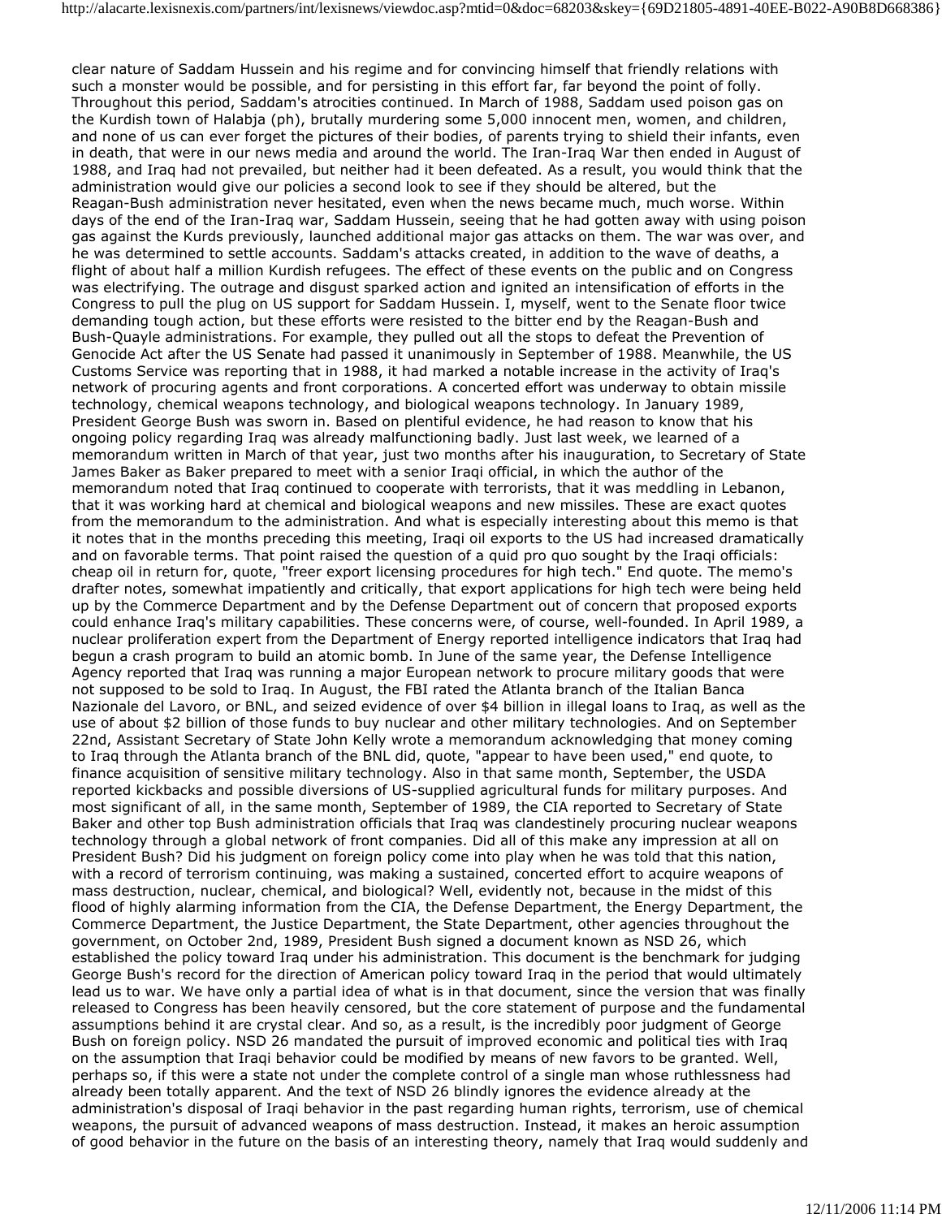clear nature of Saddam Hussein and his regime and for convincing himself that friendly relations with such a monster would be possible, and for persisting in this effort far, far beyond the point of folly. Throughout this period, Saddam's atrocities continued. In March of 1988, Saddam used poison gas on the Kurdish town of Halabja (ph), brutally murdering some 5,000 innocent men, women, and children, and none of us can ever forget the pictures of their bodies, of parents trying to shield their infants, even in death, that were in our news media and around the world. The Iran-Iraq War then ended in August of 1988, and Iraq had not prevailed, but neither had it been defeated. As a result, you would think that the administration would give our policies a second look to see if they should be altered, but the Reagan-Bush administration never hesitated, even when the news became much, much worse. Within days of the end of the Iran-Iraq war, Saddam Hussein, seeing that he had gotten away with using poison gas against the Kurds previously, launched additional major gas attacks on them. The war was over, and he was determined to settle accounts. Saddam's attacks created, in addition to the wave of deaths, a flight of about half a million Kurdish refugees. The effect of these events on the public and on Congress was electrifying. The outrage and disgust sparked action and ignited an intensification of efforts in the Congress to pull the plug on US support for Saddam Hussein. I, myself, went to the Senate floor twice demanding tough action, but these efforts were resisted to the bitter end by the Reagan-Bush and Bush-Quayle administrations. For example, they pulled out all the stops to defeat the Prevention of Genocide Act after the US Senate had passed it unanimously in September of 1988. Meanwhile, the US Customs Service was reporting that in 1988, it had marked a notable increase in the activity of Iraq's network of procuring agents and front corporations. A concerted effort was underway to obtain missile technology, chemical weapons technology, and biological weapons technology. In January 1989, President George Bush was sworn in. Based on plentiful evidence, he had reason to know that his ongoing policy regarding Iraq was already malfunctioning badly. Just last week, we learned of a memorandum written in March of that year, just two months after his inauguration, to Secretary of State James Baker as Baker prepared to meet with a senior Iraqi official, in which the author of the memorandum noted that Iraq continued to cooperate with terrorists, that it was meddling in Lebanon, that it was working hard at chemical and biological weapons and new missiles. These are exact quotes from the memorandum to the administration. And what is especially interesting about this memo is that it notes that in the months preceding this meeting, Iraqi oil exports to the US had increased dramatically and on favorable terms. That point raised the question of a quid pro quo sought by the Iraqi officials: cheap oil in return for, quote, "freer export licensing procedures for high tech." End quote. The memo's drafter notes, somewhat impatiently and critically, that export applications for high tech were being held up by the Commerce Department and by the Defense Department out of concern that proposed exports could enhance Iraq's military capabilities. These concerns were, of course, well-founded. In April 1989, a nuclear proliferation expert from the Department of Energy reported intelligence indicators that Iraq had begun a crash program to build an atomic bomb. In June of the same year, the Defense Intelligence Agency reported that Iraq was running a major European network to procure military goods that were not supposed to be sold to Iraq. In August, the FBI rated the Atlanta branch of the Italian Banca Nazionale del Lavoro, or BNL, and seized evidence of over $4 billion in illegal loans to Iraq, as well as the use of about $2 billion of those funds to buy nuclear and other military technologies. And on September 22nd, Assistant Secretary of State John Kelly wrote a memorandum acknowledging that money coming to Iraq through the Atlanta branch of the BNL did, quote, "appear to have been used," end quote, to finance acquisition of sensitive military technology. Also in that same month, September, the USDA reported kickbacks and possible diversions of US-supplied agricultural funds for military purposes. And most significant of all, in the same month, September of 1989, the CIA reported to Secretary of State Baker and other top Bush administration officials that Iraq was clandestinely procuring nuclear weapons technology through a global network of front companies. Did all of this make any impression at all on President Bush? Did his judgment on foreign policy come into play when he was told that this nation, with a record of terrorism continuing, was making a sustained, concerted effort to acquire weapons of mass destruction, nuclear, chemical, and biological? Well, evidently not, because in the midst of this flood of highly alarming information from the CIA, the Defense Department, the Energy Department, the Commerce Department, the Justice Department, the State Department, other agencies throughout the government, on October 2nd, 1989, President Bush signed a document known as NSD 26, which established the policy toward Iraq under his administration. This document is the benchmark for judging George Bush's record for the direction of American policy toward Iraq in the period that would ultimately lead us to war. We have only a partial idea of what is in that document, since the version that was finally released to Congress has been heavily censored, but the core statement of purpose and the fundamental assumptions behind it are crystal clear. And so, as a result, is the incredibly poor judgment of George Bush on foreign policy. NSD 26 mandated the pursuit of improved economic and political ties with Iraq on the assumption that Iraqi behavior could be modified by means of new favors to be granted. Well, perhaps so, if this were a state not under the complete control of a single man whose ruthlessness had already been totally apparent. And the text of NSD 26 blindly ignores the evidence already at the administration's disposal of Iraqi behavior in the past regarding human rights, terrorism, use of chemical weapons, the pursuit of advanced weapons of mass destruction. Instead, it makes an heroic assumption of good behavior in the future on the basis of an interesting theory, namely that Iraq would suddenly and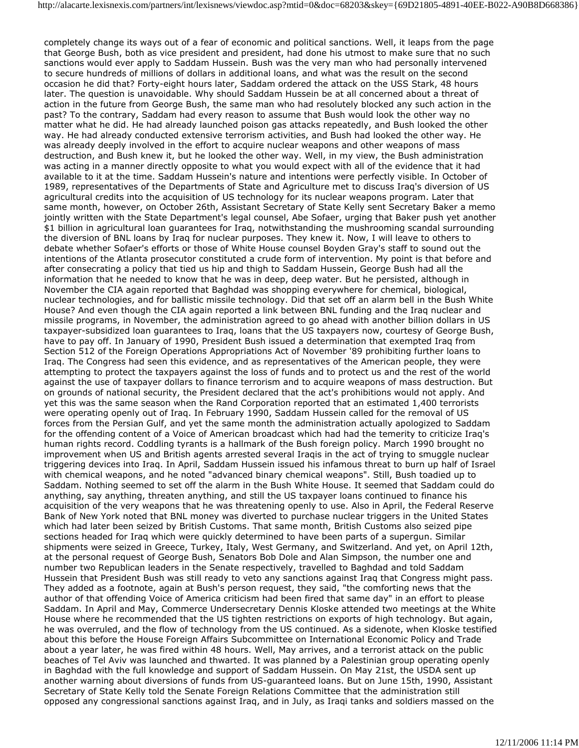completely change its ways out of a fear of economic and political sanctions. Well, it leaps from the page that George Bush, both as vice president and president, had done his utmost to make sure that no such sanctions would ever apply to Saddam Hussein. Bush was the very man who had personally intervened to secure hundreds of millions of dollars in additional loans, and what was the result on the second occasion he did that? Forty-eight hours later, Saddam ordered the attack on the USS Stark, 48 hours later. The question is unavoidable. Why should Saddam Hussein be at all concerned about a threat of action in the future from George Bush, the same man who had resolutely blocked any such action in the past? To the contrary, Saddam had every reason to assume that Bush would look the other way no matter what he did. He had already launched poison gas attacks repeatedly, and Bush looked the other way. He had already conducted extensive terrorism activities, and Bush had looked the other way. He was already deeply involved in the effort to acquire nuclear weapons and other weapons of mass destruction, and Bush knew it, but he looked the other way. Well, in my view, the Bush administration was acting in a manner directly opposite to what you would expect with all of the evidence that it had available to it at the time. Saddam Hussein's nature and intentions were perfectly visible. In October of 1989, representatives of the Departments of State and Agriculture met to discuss Iraq's diversion of US agricultural credits into the acquisition of US technology for its nuclear weapons program. Later that same month, however, on October 26th, Assistant Secretary of State Kelly sent Secretary Baker a memo jointly written with the State Department's legal counsel, Abe Sofaer, urging that Baker push yet another $1 billion in agricultural loan guarantees for Iraq, notwithstanding the mushrooming scandal surrounding the diversion of BNL loans by Iraq for nuclear purposes. They knew it. Now, I will leave to others to debate whether Sofaer's efforts or those of White House counsel Boyden Gray's staff to sound out the intentions of the Atlanta prosecutor constituted a crude form of intervention. My point is that before and after consecrating a policy that tied us hip and thigh to Saddam Hussein, George Bush had all the information that he needed to know that he was in deep, deep water. But he persisted, although in November the CIA again reported that Baghdad was shopping everywhere for chemical, biological, nuclear technologies, and for ballistic missile technology. Did that set off an alarm bell in the Bush White House? And even though the CIA again reported a link between BNL funding and the Iraq nuclear and missile programs, in November, the administration agreed to go ahead with another billion dollars in US taxpayer-subsidized loan guarantees to Iraq, loans that the US taxpayers now, courtesy of George Bush, have to pay off. In January of 1990, President Bush issued a determination that exempted Iraq from Section 512 of the Foreign Operations Appropriations Act of November '89 prohibiting further loans to Iraq. The Congress had seen this evidence, and as representatives of the American people, they were attempting to protect the taxpayers against the loss of funds and to protect us and the rest of the world against the use of taxpayer dollars to finance terrorism and to acquire weapons of mass destruction. But on grounds of national security, the President declared that the act's prohibitions would not apply. And yet this was the same season when the Rand Corporation reported that an estimated 1,400 terrorists were operating openly out of Iraq. In February 1990, Saddam Hussein called for the removal of US forces from the Persian Gulf, and yet the same month the administration actually apologized to Saddam for the offending content of a Voice of American broadcast which had had the temerity to criticize Iraq's human rights record. Coddling tyrants is a hallmark of the Bush foreign policy. March 1990 brought no improvement when US and British agents arrested several Iraqis in the act of trying to smuggle nuclear triggering devices into Iraq. In April, Saddam Hussein issued his infamous threat to burn up half of Israel with chemical weapons, and he noted "advanced binary chemical weapons". Still, Bush toadied up to Saddam. Nothing seemed to set off the alarm in the Bush White House. It seemed that Saddam could do anything, say anything, threaten anything, and still the US taxpayer loans continued to finance his acquisition of the very weapons that he was threatening openly to use. Also in April, the Federal Reserve Bank of New York noted that BNL money was diverted to purchase nuclear triggers in the United States which had later been seized by British Customs. That same month, British Customs also seized pipe sections headed for Iraq which were quickly determined to have been parts of a supergun. Similar shipments were seized in Greece, Turkey, Italy, West Germany, and Switzerland. And yet, on April 12th, at the personal request of George Bush, Senators Bob Dole and Alan Simpson, the number one and number two Republican leaders in the Senate respectively, travelled to Baghdad and told Saddam Hussein that President Bush was still ready to veto any sanctions against Iraq that Congress might pass. They added as a footnote, again at Bush's person request, they said, "the comforting news that the author of that offending Voice of America criticism had been fired that same day" in an effort to please Saddam. In April and May, Commerce Undersecretary Dennis Kloske attended two meetings at the White House where he recommended that the US tighten restrictions on exports of high technology. But again, he was overruled, and the flow of technology from the US continued. As a sidenote, when Kloske testified about this before the House Foreign Affairs Subcommittee on International Economic Policy and Trade about a year later, he was fired within 48 hours. Well, May arrives, and a terrorist attack on the public beaches of Tel Aviv was launched and thwarted. It was planned by a Palestinian group operating openly in Baghdad with the full knowledge and support of Saddam Hussein. On May 21st, the USDA sent up another warning about diversions of funds from US-guaranteed loans. But on June 15th, 1990, Assistant Secretary of State Kelly told the Senate Foreign Relations Committee that the administration still opposed any congressional sanctions against Iraq, and in July, as Iraqi tanks and soldiers massed on the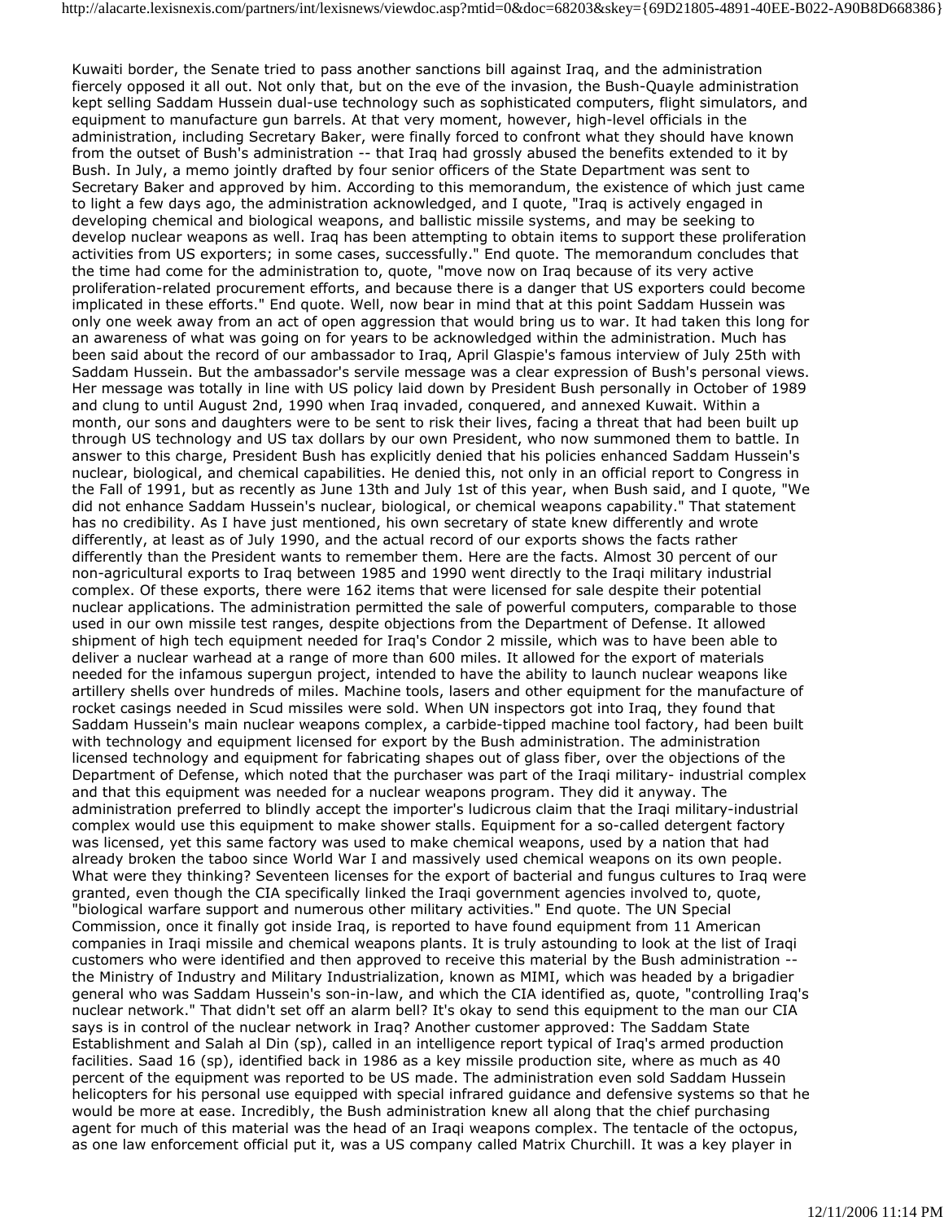Kuwaiti border, the Senate tried to pass another sanctions bill against Iraq, and the administration fiercely opposed it all out. Not only that, but on the eve of the invasion, the Bush-Quayle administration kept selling Saddam Hussein dual-use technology such as sophisticated computers, flight simulators, and equipment to manufacture gun barrels. At that very moment, however, high-level officials in the administration, including Secretary Baker, were finally forced to confront what they should have known from the outset of Bush's administration -- that Iraq had grossly abused the benefits extended to it by Bush. In July, a memo jointly drafted by four senior officers of the State Department was sent to Secretary Baker and approved by him. According to this memorandum, the existence of which just came to light a few days ago, the administration acknowledged, and I quote, "Iraq is actively engaged in developing chemical and biological weapons, and ballistic missile systems, and may be seeking to develop nuclear weapons as well. Iraq has been attempting to obtain items to support these proliferation activities from US exporters; in some cases, successfully." End quote. The memorandum concludes that the time had come for the administration to, quote, "move now on Iraq because of its very active proliferation-related procurement efforts, and because there is a danger that US exporters could become implicated in these efforts." End quote. Well, now bear in mind that at this point Saddam Hussein was only one week away from an act of open aggression that would bring us to war. It had taken this long for an awareness of what was going on for years to be acknowledged within the administration. Much has been said about the record of our ambassador to Iraq, April Glaspie's famous interview of July 25th with Saddam Hussein. But the ambassador's servile message was a clear expression of Bush's personal views. Her message was totally in line with US policy laid down by President Bush personally in October of 1989 and clung to until August 2nd, 1990 when Iraq invaded, conquered, and annexed Kuwait. Within a month, our sons and daughters were to be sent to risk their lives, facing a threat that had been built up through US technology and US tax dollars by our own President, who now summoned them to battle. In answer to this charge, President Bush has explicitly denied that his policies enhanced Saddam Hussein's nuclear, biological, and chemical capabilities. He denied this, not only in an official report to Congress in the Fall of 1991, but as recently as June 13th and July 1st of this year, when Bush said, and I quote, "We did not enhance Saddam Hussein's nuclear, biological, or chemical weapons capability." That statement has no credibility. As I have just mentioned, his own secretary of state knew differently and wrote differently, at least as of July 1990, and the actual record of our exports shows the facts rather differently than the President wants to remember them. Here are the facts. Almost 30 percent of our non-agricultural exports to Iraq between 1985 and 1990 went directly to the Iraqi military industrial complex. Of these exports, there were 162 items that were licensed for sale despite their potential nuclear applications. The administration permitted the sale of powerful computers, comparable to those used in our own missile test ranges, despite objections from the Department of Defense. It allowed shipment of high tech equipment needed for Iraq's Condor 2 missile, which was to have been able to deliver a nuclear warhead at a range of more than 600 miles. It allowed for the export of materials needed for the infamous supergun project, intended to have the ability to launch nuclear weapons like artillery shells over hundreds of miles. Machine tools, lasers and other equipment for the manufacture of rocket casings needed in Scud missiles were sold. When UN inspectors got into Iraq, they found that Saddam Hussein's main nuclear weapons complex, a carbide-tipped machine tool factory, had been built with technology and equipment licensed for export by the Bush administration. The administration licensed technology and equipment for fabricating shapes out of glass fiber, over the objections of the Department of Defense, which noted that the purchaser was part of the Iraqi military- industrial complex and that this equipment was needed for a nuclear weapons program. They did it anyway. The administration preferred to blindly accept the importer's ludicrous claim that the Iraqi military-industrial complex would use this equipment to make shower stalls. Equipment for a so-called detergent factory was licensed, yet this same factory was used to make chemical weapons, used by a nation that had already broken the taboo since World War I and massively used chemical weapons on its own people. What were they thinking? Seventeen licenses for the export of bacterial and fungus cultures to Iraq were granted, even though the CIA specifically linked the Iraqi government agencies involved to, quote, "biological warfare support and numerous other military activities." End quote. The UN Special Commission, once it finally got inside Iraq, is reported to have found equipment from 11 American companies in Iraqi missile and chemical weapons plants. It is truly astounding to look at the list of Iraqi customers who were identified and then approved to receive this material by the Bush administration -- the Ministry of Industry and Military Industrialization, known as MIMI, which was headed by a brigadier general who was Saddam Hussein's son-in-law, and which the CIA identified as, quote, "controlling Iraq's nuclear network." That didn't set off an alarm bell? It's okay to send this equipment to the man our CIA says is in control of the nuclear network in Iraq? Another customer approved: The Saddam State Establishment and Salah al Din (sp), called in an intelligence report typical of Iraq's armed production facilities. Saad 16 (sp), identified back in 1986 as a key missile production site, where as much as 40 percent of the equipment was reported to be US made. The administration even sold Saddam Hussein helicopters for his personal use equipped with special infrared guidance and defensive systems so that he would be more at ease. Incredibly, the Bush administration knew all along that the chief purchasing agent for much of this material was the head of an Iraqi weapons complex. The tentacle of the octopus, as one law enforcement official put it, was a US company called Matrix Churchill. It was a key player in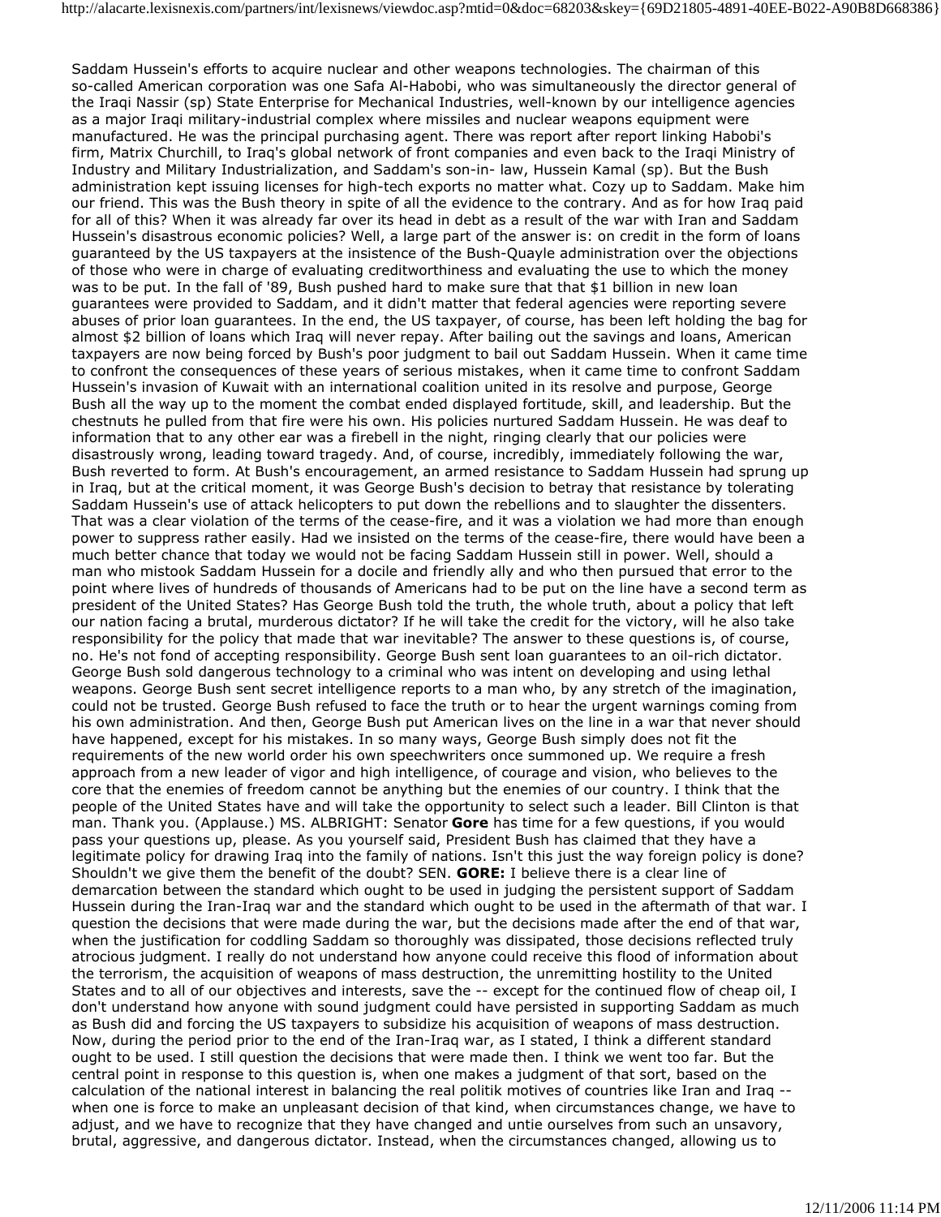Saddam Hussein's efforts to acquire nuclear and other weapons technologies. The chairman of this so-called American corporation was one Safa Al-Habobi, who was simultaneously the director general of the Iraqi Nassir (sp) State Enterprise for Mechanical Industries, well-known by our intelligence agencies as a major Iraqi military-industrial complex where missiles and nuclear weapons equipment were manufactured. He was the principal purchasing agent. There was report after report linking Habobi's firm, Matrix Churchill, to Iraq's global network of front companies and even back to the Iraqi Ministry of Industry and Military Industrialization, and Saddam's son-in- law, Hussein Kamal (sp). But the Bush administration kept issuing licenses for high-tech exports no matter what. Cozy up to Saddam. Make him our friend. This was the Bush theory in spite of all the evidence to the contrary. And as for how Iraq paid for all of this? When it was already far over its head in debt as a result of the war with Iran and Saddam Hussein's disastrous economic policies? Well, a large part of the answer is: on credit in the form of loans guaranteed by the US taxpayers at the insistence of the Bush-Quayle administration over the objections of those who were in charge of evaluating creditworthiness and evaluating the use to which the money was to be put. In the fall of '89, Bush pushed hard to make sure that that $1 billion in new loan guarantees were provided to Saddam, and it didn't matter that federal agencies were reporting severe abuses of prior loan guarantees. In the end, the US taxpayer, of course, has been left holding the bag for almost $2 billion of loans which Iraq will never repay. After bailing out the savings and loans, American taxpayers are now being forced by Bush's poor judgment to bail out Saddam Hussein. When it came time to confront the consequences of these years of serious mistakes, when it came time to confront Saddam Hussein's invasion of Kuwait with an international coalition united in its resolve and purpose, George Bush all the way up to the moment the combat ended displayed fortitude, skill, and leadership. But the chestnuts he pulled from that fire were his own. His policies nurtured Saddam Hussein. He was deaf to information that to any other ear was a firebell in the night, ringing clearly that our policies were disastrously wrong, leading toward tragedy. And, of course, incredibly, immediately following the war, Bush reverted to form. At Bush's encouragement, an armed resistance to Saddam Hussein had sprung up in Iraq, but at the critical moment, it was George Bush's decision to betray that resistance by tolerating Saddam Hussein's use of attack helicopters to put down the rebellions and to slaughter the dissenters. That was a clear violation of the terms of the cease-fire, and it was a violation we had more than enough power to suppress rather easily. Had we insisted on the terms of the cease-fire, there would have been a much better chance that today we would not be facing Saddam Hussein still in power. Well, should a man who mistook Saddam Hussein for a docile and friendly ally and who then pursued that error to the point where lives of hundreds of thousands of Americans had to be put on the line have a second term as president of the United States? Has George Bush told the truth, the whole truth, about a policy that left our nation facing a brutal, murderous dictator? If he will take the credit for the victory, will he also take responsibility for the policy that made that war inevitable? The answer to these questions is, of course, no. He's not fond of accepting responsibility. George Bush sent loan guarantees to an oil-rich dictator. George Bush sold dangerous technology to a criminal who was intent on developing and using lethal weapons. George Bush sent secret intelligence reports to a man who, by any stretch of the imagination, could not be trusted. George Bush refused to face the truth or to hear the urgent warnings coming from his own administration. And then, George Bush put American lives on the line in a war that never should have happened, except for his mistakes. In so many ways, George Bush simply does not fit the requirements of the new world order his own speechwriters once summoned up. We require a fresh approach from a new leader of vigor and high intelligence, of courage and vision, who believes to the core that the enemies of freedom cannot be anything but the enemies of our country. I think that the people of the United States have and will take the opportunity to select such a leader. Bill Clinton is that man. Thank you. (Applause.) MS. ALBRIGHT: Senator **Gore** has time for a few questions, if you would pass your questions up, please. As you yourself said, President Bush has claimed that they have a legitimate policy for drawing Iraq into the family of nations. Isn't this just the way foreign policy is done? Shouldn't we give them the benefit of the doubt? SEN. **GORE:** I believe there is a clear line of demarcation between the standard which ought to be used in judging the persistent support of Saddam Hussein during the Iran-Iraq war and the standard which ought to be used in the aftermath of that war. I question the decisions that were made during the war, but the decisions made after the end of that war, when the justification for coddling Saddam so thoroughly was dissipated, those decisions reflected truly atrocious judgment. I really do not understand how anyone could receive this flood of information about the terrorism, the acquisition of weapons of mass destruction, the unremitting hostility to the United States and to all of our objectives and interests, save the -- except for the continued flow of cheap oil, I don't understand how anyone with sound judgment could have persisted in supporting Saddam as much as Bush did and forcing the US taxpayers to subsidize his acquisition of weapons of mass destruction. Now, during the period prior to the end of the Iran-Iraq war, as I stated, I think a different standard ought to be used. I still question the decisions that were made then. I think we went too far. But the central point in response to this question is, when one makes a judgment of that sort, based on the calculation of the national interest in balancing the real politik motives of countries like Iran and Iraq -- when one is force to make an unpleasant decision of that kind, when circumstances change, we have to adjust, and we have to recognize that they have changed and untie ourselves from such an unsavory, brutal, aggressive, and dangerous dictator. Instead, when the circumstances changed, allowing us to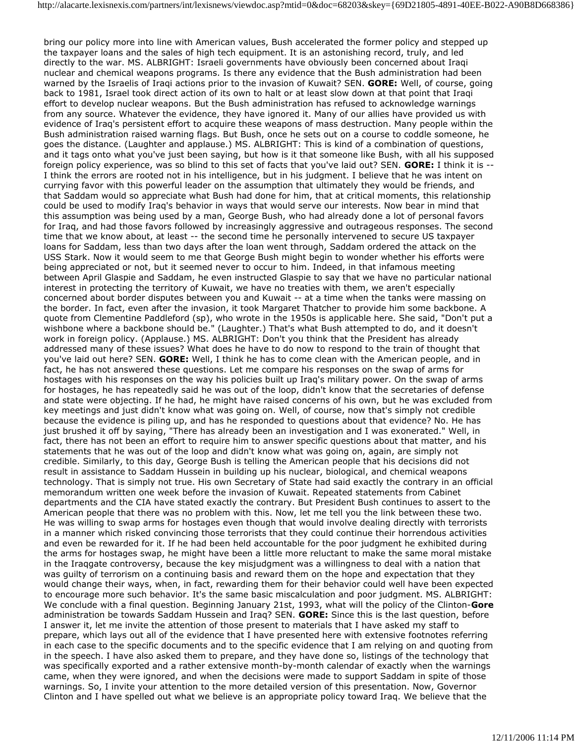bring our policy more into line with American values, Bush accelerated the former policy and stepped up the taxpayer loans and the sales of high tech equipment. It is an astonishing record, truly, and led directly to the war. MS. ALBRIGHT: Israeli governments have obviously been concerned about Iraqi nuclear and chemical weapons programs. Is there any evidence that the Bush administration had been warned by the Israelis of Iraqi actions prior to the invasion of Kuwait? SEN. **GORE:** Well, of course, going back to 1981, Israel took direct action of its own to halt or at least slow down at that point that Iraqi effort to develop nuclear weapons. But the Bush administration has refused to acknowledge warnings from any source. Whatever the evidence, they have ignored it. Many of our allies have provided us with evidence of Iraq's persistent effort to acquire these weapons of mass destruction. Many people within the Bush administration raised warning flags. But Bush, once he sets out on a course to coddle someone, he goes the distance. (Laughter and applause.) MS. ALBRIGHT: This is kind of a combination of questions, and it tags onto what you've just been saying, but how is it that someone like Bush, with all his supposed foreign policy experience, was so blind to this set of facts that you've laid out? SEN. **GORE:** I think it is -- I think the errors are rooted not in his intelligence, but in his judgment. I believe that he was intent on currying favor with this powerful leader on the assumption that ultimately they would be friends, and that Saddam would so appreciate what Bush had done for him, that at critical moments, this relationship could be used to modify Iraq's behavior in ways that would serve our interests. Now bear in mind that this assumption was being used by a man, George Bush, who had already done a lot of personal favors for Iraq, and had those favors followed by increasingly aggressive and outrageous responses. The second time that we know about, at least -- the second time he personally intervened to secure US taxpayer loans for Saddam, less than two days after the loan went through, Saddam ordered the attack on the USS Stark. Now it would seem to me that George Bush might begin to wonder whether his efforts were being appreciated or not, but it seemed never to occur to him. Indeed, in that infamous meeting between April Glaspie and Saddam, he even instructed Glaspie to say that we have no particular national interest in protecting the territory of Kuwait, we have no treaties with them, we aren't especially concerned about border disputes between you and Kuwait -- at a time when the tanks were massing on the border. In fact, even after the invasion, it took Margaret Thatcher to provide him some backbone. A quote from Clementine Paddleford (sp), who wrote in the 1950s is applicable here. She said, "Don't put a wishbone where a backbone should be." (Laughter.) That's what Bush attempted to do, and it doesn't work in foreign policy. (Applause.) MS. ALBRIGHT: Don't you think that the President has already addressed many of these issues? What does he have to do now to respond to the train of thought that you've laid out here? SEN. **GORE:** Well, I think he has to come clean with the American people, and in fact, he has not answered these questions. Let me compare his responses on the swap of arms for hostages with his responses on the way his policies built up Iraq's military power. On the swap of arms for hostages, he has repeatedly said he was out of the loop, didn't know that the secretaries of defense and state were objecting. If he had, he might have raised concerns of his own, but he was excluded from key meetings and just didn't know what was going on. Well, of course, now that's simply not credible because the evidence is piling up, and has he responded to questions about that evidence? No. He has just brushed it off by saying, "There has already been an investigation and I was exonerated." Well, in fact, there has not been an effort to require him to answer specific questions about that matter, and his statements that he was out of the loop and didn't know what was going on, again, are simply not credible. Similarly, to this day, George Bush is telling the American people that his decisions did not result in assistance to Saddam Hussein in building up his nuclear, biological, and chemical weapons technology. That is simply not true. His own Secretary of State had said exactly the contrary in an official memorandum written one week before the invasion of Kuwait. Repeated statements from Cabinet departments and the CIA have stated exactly the contrary. But President Bush continues to assert to the American people that there was no problem with this. Now, let me tell you the link between these two. He was willing to swap arms for hostages even though that would involve dealing directly with terrorists in a manner which risked convincing those terrorists that they could continue their horrendous activities and even be rewarded for it. If he had been held accountable for the poor judgment he exhibited during the arms for hostages swap, he might have been a little more reluctant to make the same moral mistake in the Iraqgate controversy, because the key misjudgment was a willingness to deal with a nation that was guilty of terrorism on a continuing basis and reward them on the hope and expectation that they would change their ways, when, in fact, rewarding them for their behavior could well have been expected to encourage more such behavior. It's the same basic miscalculation and poor judgment. MS. ALBRIGHT: We conclude with a final question. Beginning January 21st, 1993, what will the policy of the Clinton-**Gore** administration be towards Saddam Hussein and Iraq? SEN. **GORE:** Since this is the last question, before I answer it, let me invite the attention of those present to materials that I have asked my staff to prepare, which lays out all of the evidence that I have presented here with extensive footnotes referring in each case to the specific documents and to the specific evidence that I am relying on and quoting from in the speech. I have also asked them to prepare, and they have done so, listings of the technology that was specifically exported and a rather extensive month-by-month calendar of exactly when the warnings came, when they were ignored, and when the decisions were made to support Saddam in spite of those warnings. So, I invite your attention to the more detailed version of this presentation. Now, Governor Clinton and I have spelled out what we believe is an appropriate policy toward Iraq. We believe that the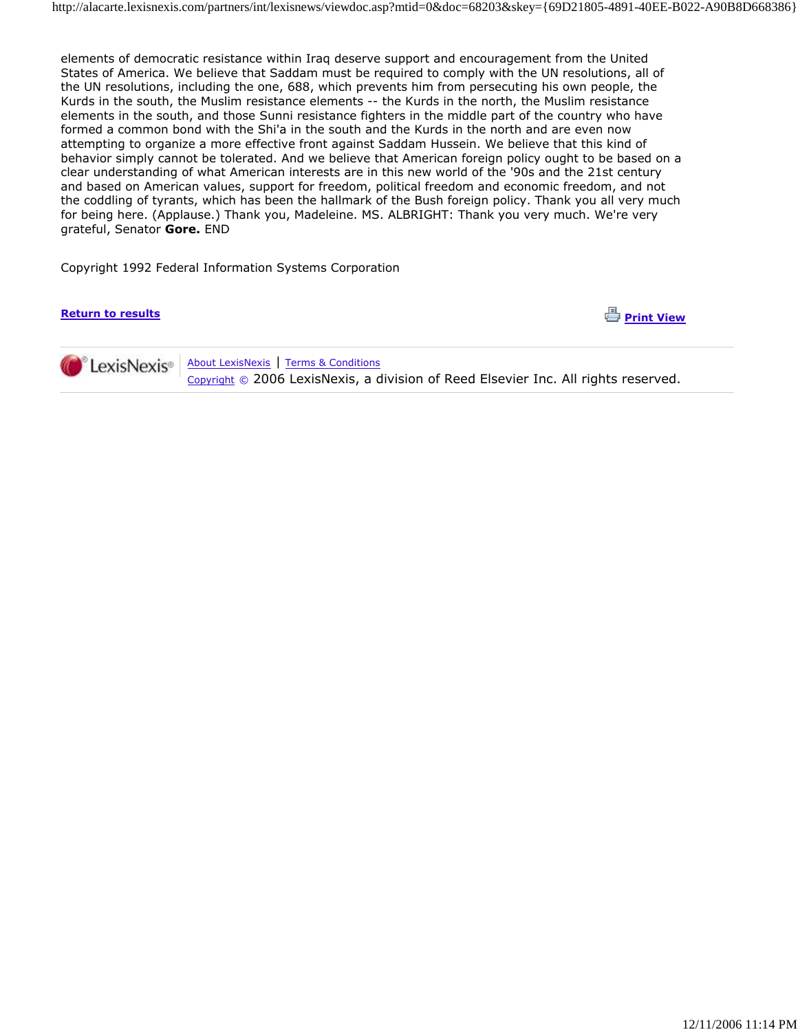elements of democratic resistance within Iraq deserve support and encouragement from the United States of America. We believe that Saddam must be required to comply with the UN resolutions, all of the UN resolutions, including the one, 688, which prevents him from persecuting his own people, the Kurds in the south, the Muslim resistance elements -- the Kurds in the north, the Muslim resistance elements in the south, and those Sunni resistance fighters in the middle part of the country who have formed a common bond with the Shi'a in the south and the Kurds in the north and are even now attempting to organize a more effective front against Saddam Hussein. We believe that this kind of behavior simply cannot be tolerated. And we believe that American foreign policy ought to be based on a clear understanding of what American interests are in this new world of the '90s and the 21st century and based on American values, support for freedom, political freedom and economic freedom, and not the coddling of tyrants, which has been the hallmark of the Bush foreign policy. Thank you all very much for being here. (Applause.) Thank you, Madeleine. MS. ALBRIGHT: Thank you very much. We're very grateful, Senator **Gore.** END

Copyright 1992 Federal Information Systems Corporation

Return to results

Print View

About LexisNexis | Terms & Conditions

Copyright © 2006 LexisNexis, a division of Reed Elsevier Inc. All rights reserved.